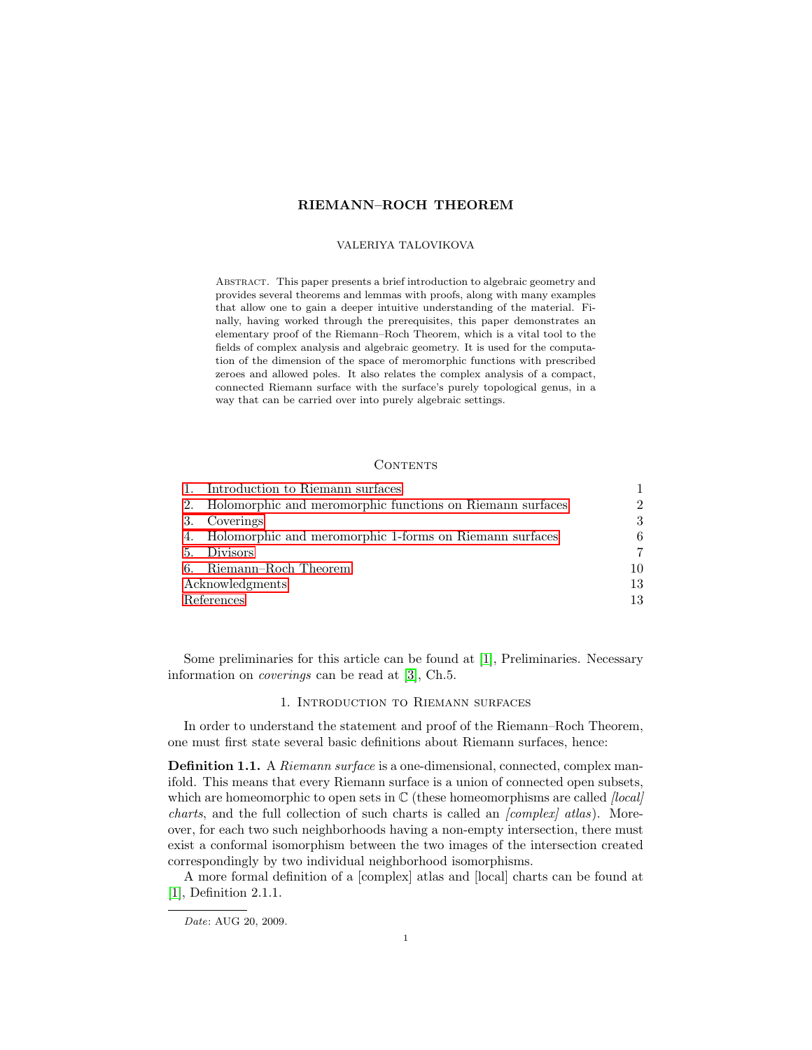# RIEMANN–ROCH THEOREM

VALERIYA TALOVIKOVA

Abstract. This paper presents a brief introduction to algebraic geometry and provides several theorems and lemmas with proofs, along with many examples that allow one to gain a deeper intuitive understanding of the material. Finally, having worked through the prerequisites, this paper demonstrates an elementary proof of the Riemann–Roch Theorem, which is a vital tool to the fields of complex analysis and algebraic geometry. It is used for the computation of the dimension of the space of meromorphic functions with prescribed zeroes and allowed poles. It also relates the complex analysis of a compact, connected Riemann surface with the surface's purely topological genus, in a way that can be carried over into purely algebraic settings.

## Contents

| | |
|---|---|
| 1. Introduction to Riemann surfaces | 1 |
| 2. Holomorphic and meromorphic functions on Riemann surfaces | 2 |
| 3. Coverings | 3 |
| 4. Holomorphic and meromorphic 1-forms on Riemann surfaces | 6 |
| 5. Divisors | 7 |
| 6. Riemann–Roch Theorem | 10 |
| Acknowledgments | 13 |
| References | 13 |

Some preliminaries for this article can be found at [1], Preliminaries. Necessary information on *coverings* can be read at [3], Ch.5.

## 1. Introduction to Riemann surfaces

In order to understand the statement and proof of the Riemann–Roch Theorem, one must first state several basic definitions about Riemann surfaces, hence:

**Definition 1.1.** A *Riemann surface* is a one-dimensional, connected, complex manifold. This means that every Riemann surface is a union of connected open subsets, which are homeomorphic to open sets in $\mathbb{C}$ (these homeomorphisms are called *[local] charts*, and the full collection of such charts is called an *[complex] atlas*). Moreover, for each two such neighborhoods having a non-empty intersection, there must exist a conformal isomorphism between the two images of the intersection created correspondingly by two individual neighborhood isomorphisms.

A more formal definition of a [complex] atlas and [local] charts can be found at [1], Definition 2.1.1.

*Date*: AUG 20, 2009.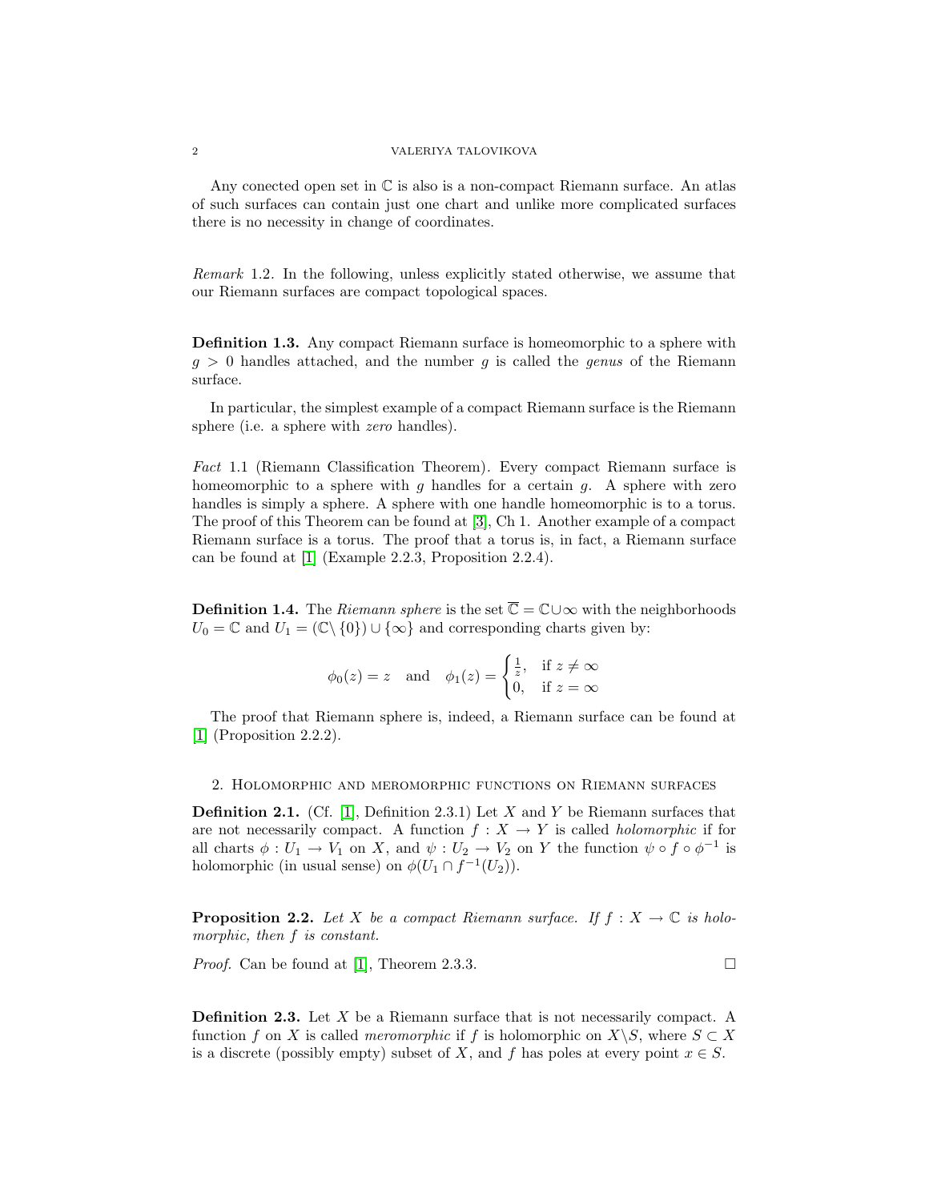Any conected open set in $\mathbb{C}$ is also is a non-compact Riemann surface. An atlas of such surfaces can contain just one chart and unlike more complicated surfaces there is no necessity in change of coordinates.

*Remark* 1.2. In the following, unless explicitly stated otherwise, we assume that our Riemann surfaces are compact topological spaces.

**Definition 1.3.** Any compact Riemann surface is homeomorphic to a sphere with $g > 0$ handles attached, and the number $g$ is called the *genus* of the Riemann surface.

In particular, the simplest example of a compact Riemann surface is the Riemann sphere (i.e. a sphere with *zero* handles).

*Fact* 1.1 (Riemann Classification Theorem). Every compact Riemann surface is homeomorphic to a sphere with $g$ handles for a certain $g$. A sphere with zero handles is simply a sphere. A sphere with one handle homeomorphic is to a torus. The proof of this Theorem can be found at [3], Ch 1. Another example of a compact Riemann surface is a torus. The proof that a torus is, in fact, a Riemann surface can be found at [1] (Example 2.2.3, Proposition 2.2.4).

**Definition 1.4.** The *Riemann sphere* is the set $\overline{\mathbb{C}} = \mathbb{C} \cup \infty$ with the neighborhoods $U_0 = \mathbb{C}$ and $U_1 = (\mathbb{C} \setminus \{0\}) \cup \{\infty\}$ and corresponding charts given by:

$$\phi_0(z) = z \quad \text{and} \quad \phi_1(z) = \begin{cases} \frac{1}{z}, & \text{if } z \neq \infty \\ 0, & \text{if } z = \infty \end{cases}$$

The proof that Riemann sphere is, indeed, a Riemann surface can be found at [1] (Proposition 2.2.2).

## 2. Holomorphic and meromorphic functions on Riemann surfaces

**Definition 2.1.** (Cf. [1], Definition 2.3.1) Let $X$ and $Y$ be Riemann surfaces that are not necessarily compact. A function $f : X \to Y$ is called *holomorphic* if for all charts $\phi : U_1 \to V_1$ on $X$, and $\psi : U_2 \to V_2$ on $Y$ the function $\psi \circ f \circ \phi^{-1}$ is holomorphic (in usual sense) on $\phi(U_1 \cap f^{-1}(U_2))$.

**Proposition 2.2.** *Let $X$ be a compact Riemann surface. If $f : X \to \mathbb{C}$ is holomorphic, then $f$ is constant.*

*Proof.* Can be found at [1], Theorem 2.3.3. □

**Definition 2.3.** Let $X$ be a Riemann surface that is not necessarily compact. A function $f$ on $X$ is called *meromorphic* if $f$ is holomorphic on $X \backslash S$, where $S \subset X$ is a discrete (possibly empty) subset of $X$, and $f$ has poles at every point $x \in S$.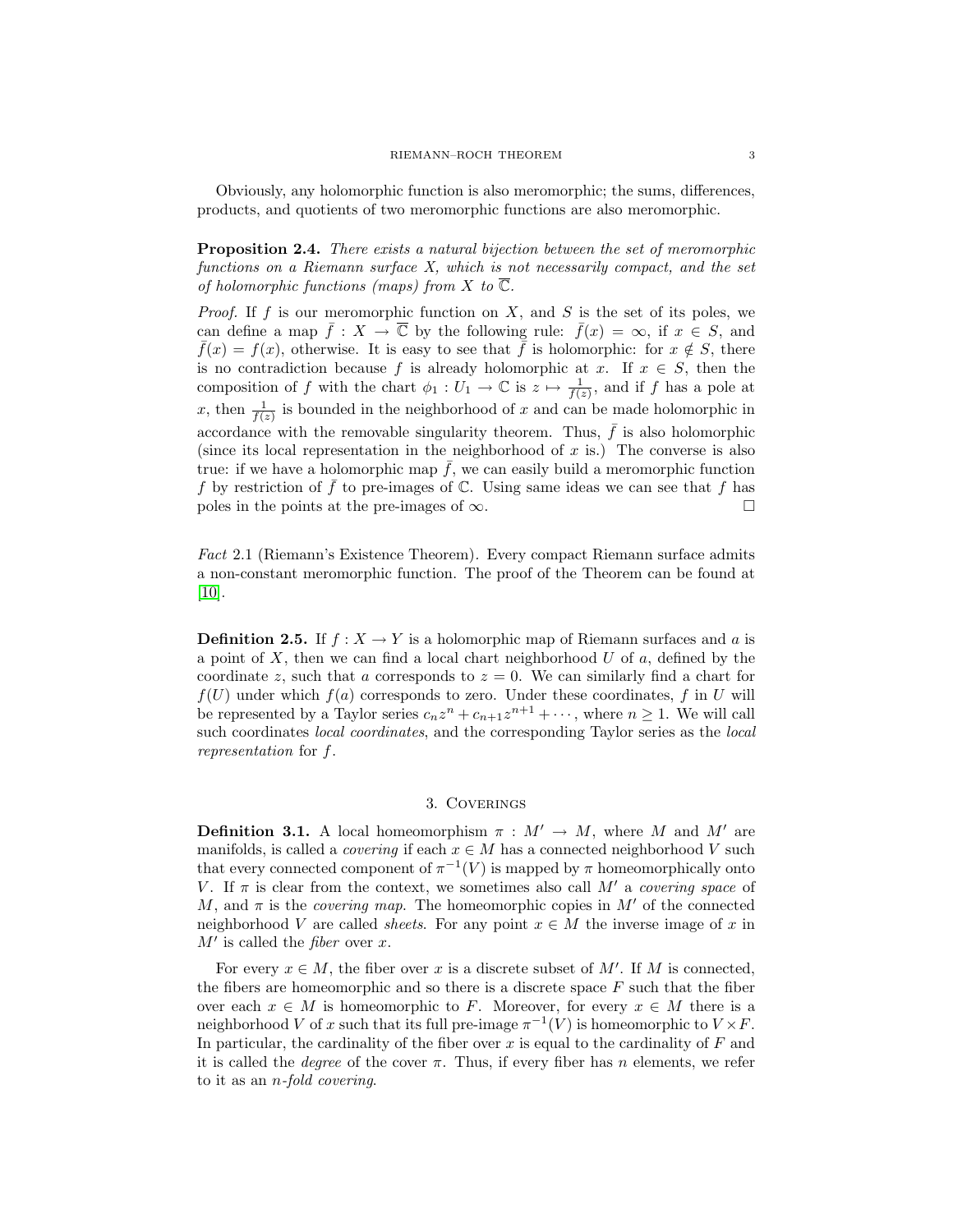Obviously, any holomorphic function is also meromorphic; the sums, differences, products, and quotients of two meromorphic functions are also meromorphic.

**Proposition 2.4.** *There exists a natural bijection between the set of meromorphic functions on a Riemann surface X, which is not necessarily compact, and the set of holomorphic functions (maps) from X to $\overline{\mathbb{C}}$.*

*Proof.* If $f$ is our meromorphic function on $X$, and $S$ is the set of its poles, we can define a map $\bar{f} : X \to \overline{\mathbb{C}}$ by the following rule: $\bar{f}(x) = \infty$, if $x \in S$, and $\bar{f}(x) = f(x)$, otherwise. It is easy to see that $\bar{f}$ is holomorphic: for $x \notin S$, there is no contradiction because $f$ is already holomorphic at $x$. If $x \in S$, then the composition of $f$ with the chart $\phi_1 : U_1 \to \mathbb{C}$ is $z \mapsto \frac{1}{f(z)}$, and if $f$ has a pole at $x$, then $\frac{1}{f(z)}$ is bounded in the neighborhood of $x$ and can be made holomorphic in accordance with the removable singularity theorem. Thus, $\bar{f}$ is also holomorphic (since its local representation in the neighborhood of $x$ is.) The converse is also true: if we have a holomorphic map $\bar{f}$, we can easily build a meromorphic function $f$ by restriction of $\bar{f}$ to pre-images of $\mathbb{C}$. Using same ideas we can see that $f$ has poles in the points at the pre-images of $\infty$. □

*Fact* 2.1 (Riemann's Existence Theorem). Every compact Riemann surface admits a non-constant meromorphic function. The proof of the Theorem can be found at [10].

**Definition 2.5.** If $f : X \to Y$ is a holomorphic map of Riemann surfaces and $a$ is a point of $X$, then we can find a local chart neighborhood $U$ of $a$, defined by the coordinate $z$, such that $a$ corresponds to $z = 0$. We can similarly find a chart for $f(U)$ under which $f(a)$ corresponds to zero. Under these coordinates, $f$ in $U$ will be represented by a Taylor series $c_n z^n + c_{n+1} z^{n+1} + \cdots$, where $n \geq 1$. We will call such coordinates *local coordinates*, and the corresponding Taylor series as the *local representation* for $f$.

## 3. Coverings

**Definition 3.1.** A local homeomorphism $\pi : M' \to M$, where $M$ and $M'$ are manifolds, is called a *covering* if each $x \in M$ has a connected neighborhood $V$ such that every connected component of $\pi^{-1}(V)$ is mapped by $\pi$ homeomorphically onto $V$. If $\pi$ is clear from the context, we sometimes also call $M'$ a *covering space* of $M$, and $\pi$ is the *covering map*. The homeomorphic copies in $M'$ of the connected neighborhood $V$ are called *sheets*. For any point $x \in M$ the inverse image of $x$ in $M'$ is called the *fiber* over $x$.

For every $x \in M$, the fiber over $x$ is a discrete subset of $M'$. If $M$ is connected, the fibers are homeomorphic and so there is a discrete space $F$ such that the fiber over each $x \in M$ is homeomorphic to $F$. Moreover, for every $x \in M$ there is a neighborhood $V$ of $x$ such that its full pre-image $\pi^{-1}(V)$ is homeomorphic to $V \times F$. In particular, the cardinality of the fiber over $x$ is equal to the cardinality of $F$ and it is called the *degree* of the cover $\pi$. Thus, if every fiber has $n$ elements, we refer to it as an *n-fold covering*.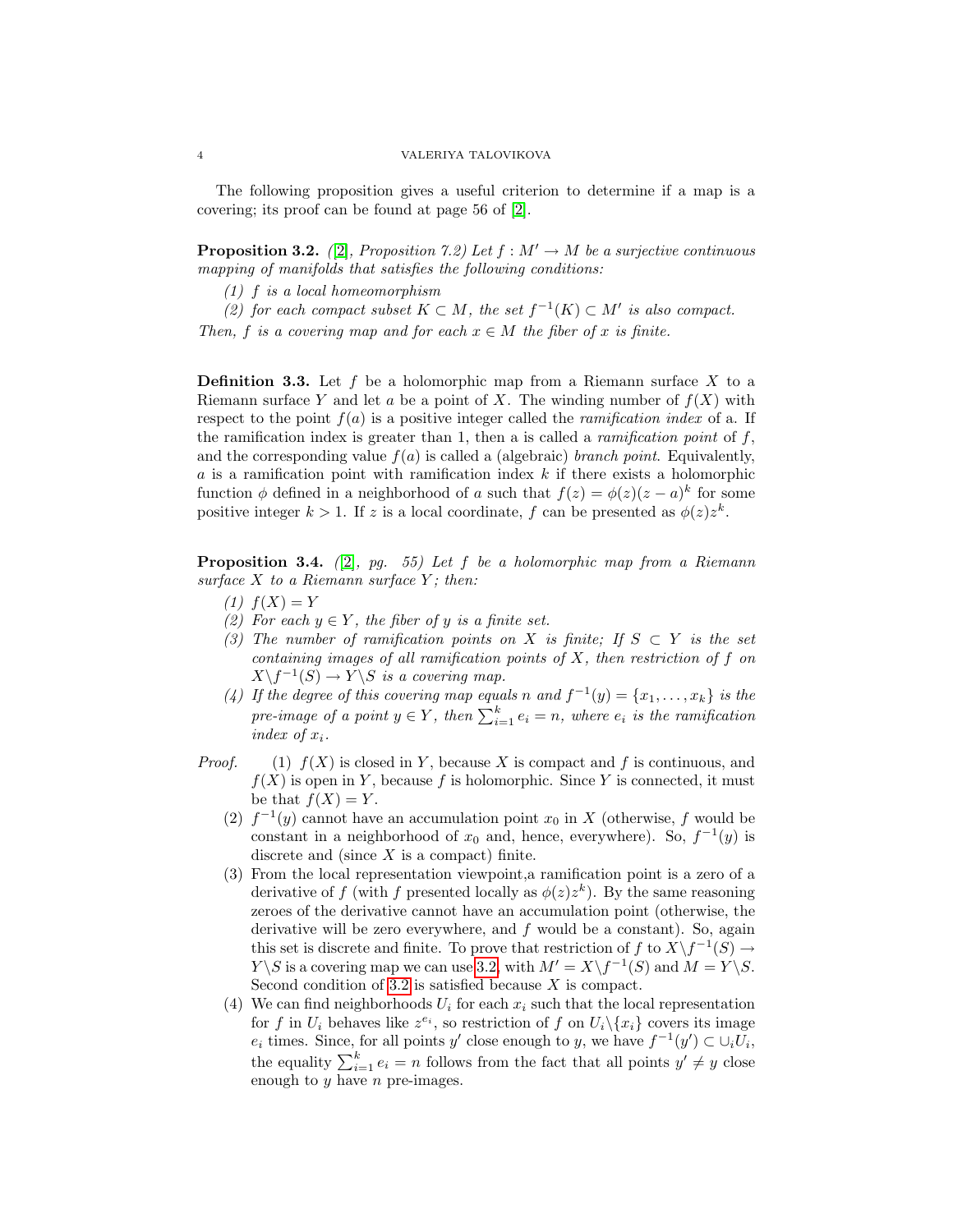The following proposition gives a useful criterion to determine if a map is a covering; its proof can be found at page 56 of [2].

**Proposition 3.2.** *([2], Proposition 7.2) Let $f : M' \to M$ be a surjective continuous mapping of manifolds that satisfies the following conditions:*

*(1) $f$ is a local homeomorphism*

*(2) for each compact subset $K \subset M$, the set $f^{-1}(K) \subset M'$ is also compact.*

*Then, $f$ is a covering map and for each $x \in M$ the fiber of $x$ is finite.*

**Definition 3.3.** Let $f$ be a holomorphic map from a Riemann surface $X$ to a Riemann surface $Y$ and let $a$ be a point of $X$. The winding number of $f(X)$ with respect to the point $f(a)$ is a positive integer called the *ramification index* of a. If the ramification index is greater than 1, then a is called a *ramification point* of $f$, and the corresponding value $f(a)$ is called a (algebraic) *branch point*. Equivalently, $a$ is a ramification point with ramification index $k$ if there exists a holomorphic function $\phi$ defined in a neighborhood of $a$ such that $f(z) = \phi(z)(z - a)^k$ for some positive integer $k > 1$. If $z$ is a local coordinate, $f$ can be presented as $\phi(z)z^k$.

**Proposition 3.4.** *([2], pg. 55) Let $f$ be a holomorphic map from a Riemann surface $X$ to a Riemann surface $Y$; then:*

*(1) $f(X) = Y$*

*(2) For each $y \in Y$, the fiber of $y$ is a finite set.*

*(3) The number of ramification points on $X$ is finite; If $S \subset Y$ is the set containing images of all ramification points of $X$, then restriction of $f$ on $X \backslash f^{-1}(S) \to Y \backslash S$ is a covering map.*

*(4) If the degree of this covering map equals $n$ and $f^{-1}(y) = \{x_1, \dots, x_k\}$ is the pre-image of a point $y \in Y$, then $\sum_{i=1}^{k} e_i = n$, where $e_i$ is the ramification index of $x_i$.*

*Proof.*

(1) $f(X)$ is closed in $Y$, because $X$ is compact and $f$ is continuous, and $f(X)$ is open in $Y$, because $f$ is holomorphic. Since $Y$ is connected, it must be that $f(X) = Y$.

(2) $f^{-1}(y)$ cannot have an accumulation point $x_0$ in $X$ (otherwise, $f$ would be constant in a neighborhood of $x_0$ and, hence, everywhere). So, $f^{-1}(y)$ is discrete and (since $X$ is a compact) finite.

(3) From the local representation viewpoint,a ramification point is a zero of a derivative of $f$ (with $f$ presented locally as $\phi(z)z^k$). By the same reasoning zeroes of the derivative cannot have an accumulation point (otherwise, the derivative will be zero everywhere, and $f$ would be a constant). So, again this set is discrete and finite. To prove that restriction of $f$ to $X \backslash f^{-1}(S) \to Y \backslash S$ is a covering map we can use 3.2, with $M' = X \backslash f^{-1}(S)$ and $M = Y \backslash S$. Second condition of 3.2 is satisfied because $X$ is compact.

(4) We can find neighborhoods $U_i$ for each $x_i$ such that the local representation for $f$ in $U_i$ behaves like $z^{e_i}$, so restriction of $f$ on $U_i \backslash \{x_i\}$ covers its image $e_i$ times. Since, for all points $y'$ close enough to $y$, we have $f^{-1}(y') \subset \cup_i U_i$, the equality $\sum_{i=1}^{k} e_i = n$ follows from the fact that all points $y' \neq y$ close enough to $y$ have $n$ pre-images.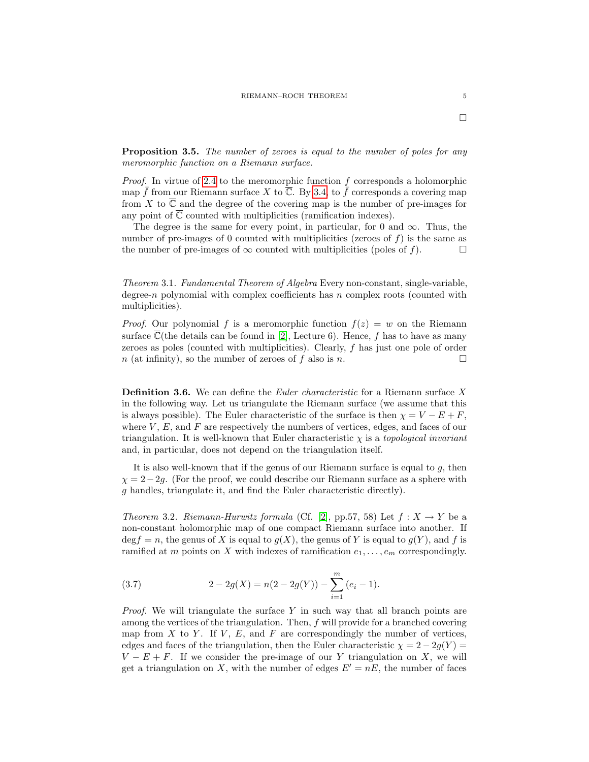□

**Proposition 3.5.** *The number of zeroes is equal to the number of poles for any meromorphic function on a Riemann surface.*

*Proof.* In virtue of 2.4 to the meromorphic function $f$ corresponds a holomorphic map $\bar{f}$ from our Riemann surface $X$ to $\overline{\mathbb{C}}$. By 3.4, to $\bar{f}$ corresponds a covering map from $X$ to $\overline{\mathbb{C}}$ and the degree of the covering map is the number of pre-images for any point of $\overline{\mathbb{C}}$ counted with multiplicities (ramification indexes).

The degree is the same for every point, in particular, for 0 and $\infty$. Thus, the number of pre-images of 0 counted with multiplicities (zeroes of $f$) is the same as the number of pre-images of $\infty$ counted with multiplicities (poles of $f$). □

*Theorem* 3.1. *Fundamental Theorem of Algebra* Every non-constant, single-variable, degree-$n$ polynomial with complex coefficients has $n$ complex roots (counted with multiplicities).

*Proof.* Our polynomial $f$ is a meromorphic function $f(z) = w$ on the Riemann surface $\overline{\mathbb{C}}$(the details can be found in [2], Lecture 6). Hence, $f$ has to have as many zeroes as poles (counted with multiplicities). Clearly, $f$ has just one pole of order $n$ (at infinity), so the number of zeroes of $f$ also is $n$. □

**Definition 3.6.** We can define the *Euler characteristic* for a Riemann surface $X$ in the following way. Let us triangulate the Riemann surface (we assume that this is always possible). The Euler characteristic of the surface is then $\chi = V - E + F$, where $V$, $E$, and $F$ are respectively the numbers of vertices, edges, and faces of our triangulation. It is well-known that Euler characteristic $\chi$ is a *topological invariant* and, in particular, does not depend on the triangulation itself.

It is also well-known that if the genus of our Riemann surface is equal to $g$, then $\chi = 2-2g$. (For the proof, we could describe our Riemann surface as a sphere with $g$ handles, triangulate it, and find the Euler characteristic directly).

*Theorem* 3.2. *Riemann-Hurwitz formula* (Cf. [2], pp.57, 58) Let $f : X \to Y$ be a non-constant holomorphic map of one compact Riemann surface into another. If $\deg f = n$, the genus of $X$ is equal to $g(X)$, the genus of $Y$ is equal to $g(Y)$, and $f$ is ramified at $m$ points on $X$ with indexes of ramification $e_1, \ldots, e_m$ correspondingly.

$$2 - 2g(X) = n(2 - 2g(Y)) - \sum_{i=1}^{m} (e_i - 1). \tag{3.7}$$

*Proof.* We will triangulate the surface $Y$ in such way that all branch points are among the vertices of the triangulation. Then, $f$ will provide for a branched covering map from $X$ to $Y$. If $V$, $E$, and $F$ are correspondingly the number of vertices, edges and faces of the triangulation, then the Euler characteristic $\chi = 2-2g(Y) = V - E + F$. If we consider the pre-image of our $Y$ triangulation on $X$, we will get a triangulation on $X$, with the number of edges $E' = nE$, the number of faces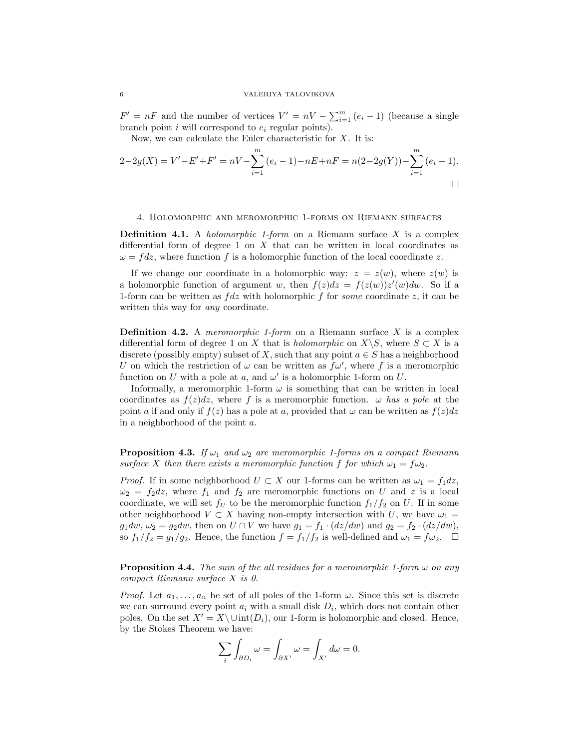$F' = nF$ and the number of vertices $V' = nV - \sum_{i=1}^{m} (e_i - 1)$ (because a single branch point $i$ will correspond to $e_i$ regular points).

Now, we can calculate the Euler characteristic for $X$. It is:

$$2-2g(X) = V'-E'+F' = nV - \sum_{i=1}^{m} (e_i-1) - nE + nF = n(2-2g(Y)) - \sum_{i=1}^{m} (e_i-1).$$

□

## 4. Holomorphic and meromorphic 1-forms on Riemann surfaces

**Definition 4.1.** A *holomorphic 1-form* on a Riemann surface $X$ is a complex differential form of degree 1 on $X$ that can be written in local coordinates as $\omega = f dz$, where function $f$ is a holomorphic function of the local coordinate $z$.

If we change our coordinate in a holomorphic way: $z = z(w)$, where $z(w)$ is a holomorphic function of argument $w$, then $f(z)dz = f(z(w))z'(w)dw$. So if a 1-form can be written as $fdz$ with holomorphic $f$ for *some* coordinate $z$, it can be written this way for *any* coordinate.

**Definition 4.2.** A *meromorphic 1-form* on a Riemann surface $X$ is a complex differential form of degree 1 on $X$ that is *holomorphic* on $X \backslash S$, where $S \subset X$ is a discrete (possibly empty) subset of $X$, such that any point $a \in S$ has a neighborhood $U$ on which the restriction of $\omega$ can be written as $f\omega'$, where $f$ is a meromorphic function on $U$ with a pole at $a$, and $\omega'$ is a holomorphic 1-form on $U$.

Informally, a meromorphic 1-form $\omega$ is something that can be written in local coordinates as $f(z)dz$, where $f$ is a meromorphic function. $\omega$ *has a pole* at the point $a$ if and only if $f(z)$ has a pole at $a$, provided that $\omega$ can be written as $f(z)dz$ in a neighborhood of the point $a$.

**Proposition 4.3.** *If $\omega_1$ and $\omega_2$ are meromorphic 1-forms on a compact Riemann surface $X$ then there exists a meromorphic function $f$ for which $\omega_1 = f\omega_2$.*

*Proof.* If in some neighborhood $U \subset X$ our 1-forms can be written as $\omega_1 = f_1 dz$, $\omega_2 = f_2 dz$, where $f_1$ and $f_2$ are meromorphic functions on $U$ and $z$ is a local coordinate, we will set $f_U$ to be the meromorphic function $f_1/f_2$ on $U$. If in some other neighborhood $V \subset X$ having non-empty intersection with $U$, we have $\omega_1 = g_1 dw$, $\omega_2 = g_2 dw$, then on $U \cap V$ we have $g_1 = f_1 \cdot (dz/dw)$ and $g_2 = f_2 \cdot (dz/dw)$, so $f_1/f_2 = g_1/g_2$. Hence, the function $f = f_1/f_2$ is well-defined and $\omega_1 = f\omega_2$. □

**Proposition 4.4.** *The sum of the all residues for a meromorphic 1-form $\omega$ on any compact Riemann surface $X$ is 0.*

*Proof.* Let $a_1, \ldots, a_n$ be set of all poles of the 1-form $\omega$. Since this set is discrete we can surround every point $a_i$ with a small disk $D_i$, which does not contain other poles. On the set $X' = X \backslash \cup \text{int}(D_i)$, our 1-form is holomorphic and closed. Hence, by the Stokes Theorem we have:

$$\sum_i \int_{\partial D_i} \omega = \int_{\partial X'} \omega = \int_{X'} d\omega = 0.$$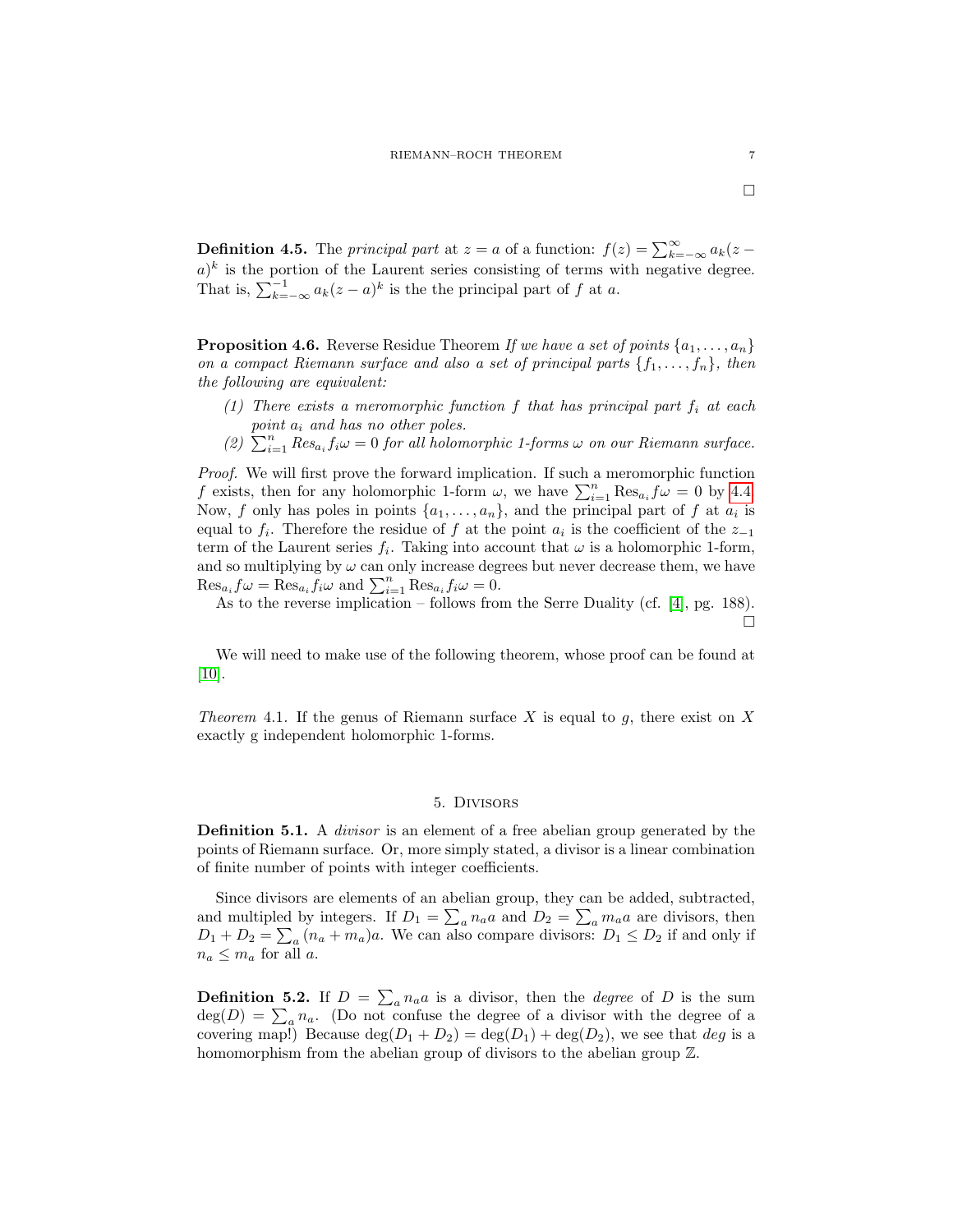**Definition 4.5.** The *principal part* at $z = a$ of a function: $f(z) = \sum_{k=-\infty}^{\infty} a_k(z-a)^k$ is the portion of the Laurent series consisting of terms with negative degree. That is, $\sum_{k=-\infty}^{-1} a_k(z-a)^k$ is the the principal part of $f$ at $a$.

**Proposition 4.6.** Reverse Residue Theorem *If we have a set of points $\{a_1, \dots, a_n\}$ on a compact Riemann surface and also a set of principal parts $\{f_1, \dots, f_n\}$, then the following are equivalent:*

1. *There exists a meromorphic function $f$ that has principal part $f_i$ at each point $a_i$ and has no other poles.*
2. *$\sum_{i=1}^{n} Res_{a_i} f_i \omega = 0$ for all holomorphic 1-forms $\omega$ on our Riemann surface.*

*Proof.* We will first prove the forward implication. If such a meromorphic function $f$ exists, then for any holomorphic 1-form $\omega$, we have $\sum_{i=1}^{n} \operatorname{Res}_{a_i} f\omega = 0$ by 4.4. Now, $f$ only has poles in points $\{a_1, \dots, a_n\}$, and the principal part of $f$ at $a_i$ is equal to $f_i$. Therefore the residue of $f$ at the point $a_i$ is the coefficient of the $z_{-1}$ term of the Laurent series $f_i$. Taking into account that $\omega$ is a holomorphic 1-form, and so multiplying by $\omega$ can only increase degrees but never decrease them, we have $\operatorname{Res}_{a_i} f\omega = \operatorname{Res}_{a_i} f_i\omega$ and $\sum_{i=1}^{n} \operatorname{Res}_{a_i} f_i\omega = 0$.

As to the reverse implication – follows from the Serre Duality (cf. [4], pg. 188). □

We will need to make use of the following theorem, whose proof can be found at [10].

*Theorem* 4.1. If the genus of Riemann surface $X$ is equal to $g$, there exist on $X$ exactly g independent holomorphic 1-forms.

## 5. Divisors

**Definition 5.1.** A *divisor* is an element of a free abelian group generated by the points of Riemann surface. Or, more simply stated, a divisor is a linear combination of finite number of points with integer coefficients.

Since divisors are elements of an abelian group, they can be added, subtracted, and multipled by integers. If $D_1 = \sum_a n_a a$ and $D_2 = \sum_a m_a a$ are divisors, then $D_1 + D_2 = \sum_a (n_a + m_a)a$. We can also compare divisors: $D_1 \leq D_2$ if and only if $n_a \leq m_a$ for all $a$.

**Definition 5.2.** If $D = \sum_a n_a a$ is a divisor, then the *degree* of $D$ is the sum $\deg(D) = \sum_a n_a$. (Do not confuse the degree of a divisor with the degree of a covering map!) Because $\deg(D_1 + D_2) = \deg(D_1) + \deg(D_2)$, we see that *deg* is a homomorphism from the abelian group of divisors to the abelian group $\mathbb{Z}$.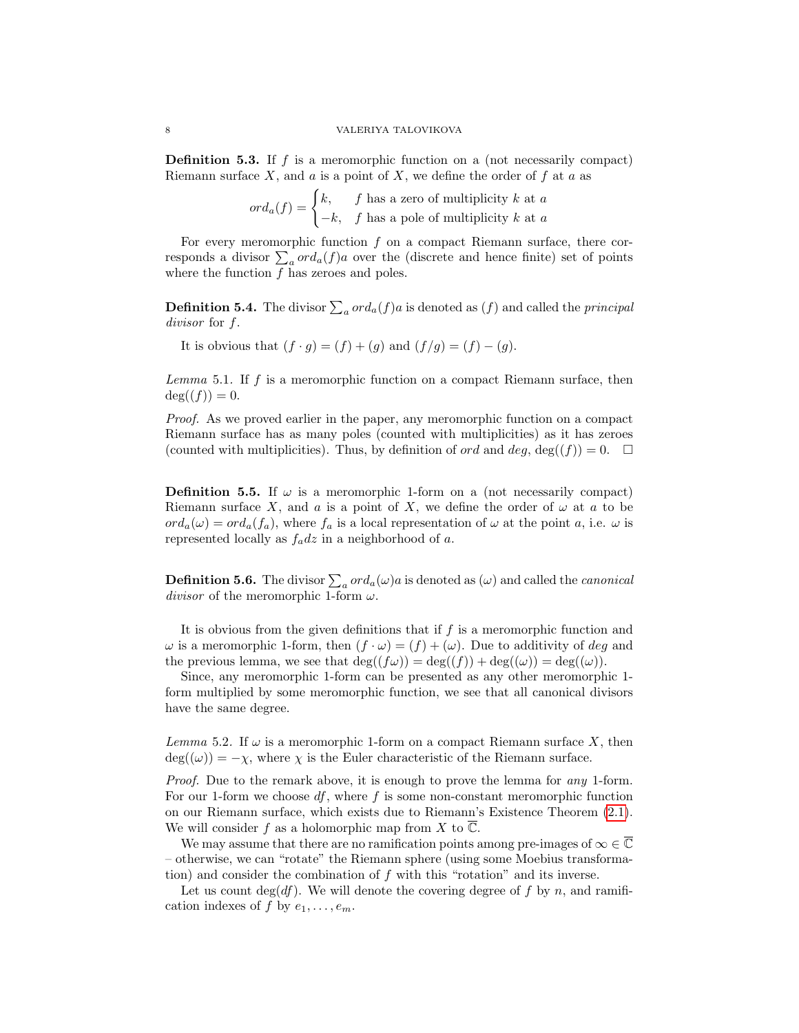**Definition 5.3.** If $f$ is a meromorphic function on a (not necessarily compact) Riemann surface $X$, and $a$ is a point of $X$, we define the order of $f$ at $a$ as

$$ord_a(f) = \begin{cases} k, & f \text{ has a zero of multiplicity } k \text{ at } a \\ -k, & f \text{ has a pole of multiplicity } k \text{ at } a \end{cases}$$

For every meromorphic function $f$ on a compact Riemann surface, there corresponds a divisor $\sum_a ord_a(f)a$ over the (discrete and hence finite) set of points where the function $f$ has zeroes and poles.

**Definition 5.4.** The divisor $\sum_a ord_a(f)a$ is denoted as $(f)$ and called the *principal divisor* for $f$.

It is obvious that $(f \cdot g) = (f) + (g)$ and $(f/g) = (f) - (g)$.

*Lemma* 5.1. If $f$ is a meromorphic function on a compact Riemann surface, then $\deg((f)) = 0$.

*Proof.* As we proved earlier in the paper, any meromorphic function on a compact Riemann surface has as many poles (counted with multiplicities) as it has zeroes (counted with multiplicities). Thus, by definition of *ord* and *deg*, $\deg((f)) = 0$. □

**Definition 5.5.** If $\omega$ is a meromorphic 1-form on a (not necessarily compact) Riemann surface $X$, and $a$ is a point of $X$, we define the order of $\omega$ at $a$ to be $ord_a(\omega) = ord_a(f_a)$, where $f_a$ is a local representation of $\omega$ at the point $a$, i.e. $\omega$ is represented locally as $f_a dz$ in a neighborhood of $a$.

**Definition 5.6.** The divisor $\sum_a ord_a(\omega)a$ is denoted as $(\omega)$ and called the *canonical divisor* of the meromorphic 1-form $\omega$.

It is obvious from the given definitions that if $f$ is a meromorphic function and $\omega$ is a meromorphic 1-form, then $(f \cdot \omega) = (f) + (\omega)$. Due to additivity of *deg* and the previous lemma, we see that $\deg((f\omega)) = \deg((f)) + \deg((\omega)) = \deg((\omega))$.

Since, any meromorphic 1-form can be presented as any other meromorphic 1-form multiplied by some meromorphic function, we see that all canonical divisors have the same degree.

*Lemma* 5.2. If $\omega$ is a meromorphic 1-form on a compact Riemann surface $X$, then $\deg((\omega)) = -\chi$, where $\chi$ is the Euler characteristic of the Riemann surface.

*Proof.* Due to the remark above, it is enough to prove the lemma for *any* 1-form. For our 1-form we choose $df$, where $f$ is some non-constant meromorphic function on our Riemann surface, which exists due to Riemann's Existence Theorem (2.1). We will consider $f$ as a holomorphic map from $X$ to $\overline{\mathbb{C}}$.

We may assume that there are no ramification points among pre-images of $\infty \in \overline{\mathbb{C}}$ – otherwise, we can "rotate" the Riemann sphere (using some Moebius transformation) and consider the combination of $f$ with this "rotation" and its inverse.

Let us count $\deg(df)$. We will denote the covering degree of $f$ by $n$, and ramification indexes of $f$ by $e_1, \ldots, e_m$.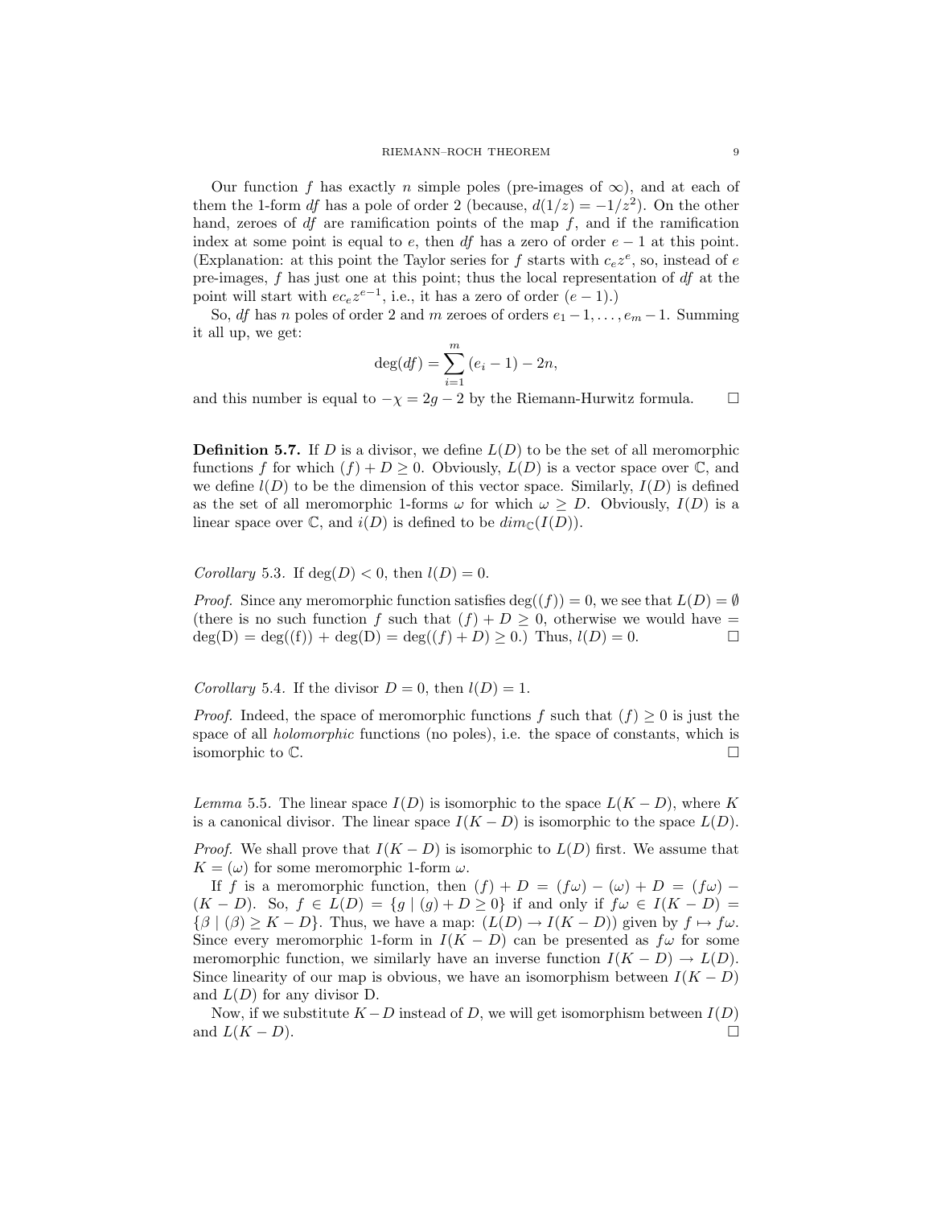Our function $f$ has exactly $n$ simple poles (pre-images of $\infty$), and at each of them the 1-form $df$ has a pole of order 2 (because, $d(1/z) = -1/z^2$). On the other hand, zeroes of $df$ are ramification points of the map $f$, and if the ramification index at some point is equal to $e$, then $df$ has a zero of order $e-1$ at this point. (Explanation: at this point the Taylor series for $f$ starts with $c_e z^e$, so, instead of $e$ pre-images, $f$ has just one at this point; thus the local representation of $df$ at the point will start with $ec_e z^{e-1}$, i.e., it has a zero of order $(e-1)$.)

So, $df$ has $n$ poles of order 2 and $m$ zeroes of orders $e_1 - 1, \ldots, e_m - 1$. Summing it all up, we get:

$$\deg(df) = \sum_{i=1}^{m} (e_i - 1) - 2n,$$

and this number is equal to $-\chi = 2g - 2$ by the Riemann-Hurwitz formula. $\square$

**Definition 5.7.** If $D$ is a divisor, we define $L(D)$ to be the set of all meromorphic functions $f$ for which $(f) + D \geq 0$. Obviously, $L(D)$ is a vector space over $\mathbb{C}$, and we define $l(D)$ to be the dimension of this vector space. Similarly, $I(D)$ is defined as the set of all meromorphic 1-forms $\omega$ for which $\omega \geq D$. Obviously, $I(D)$ is a linear space over $\mathbb{C}$, and $i(D)$ is defined to be $dim_{\mathbb{C}}(I(D))$.

*Corollary* 5.3. If $\deg(D) < 0$, then $l(D) = 0$.

*Proof.* Since any meromorphic function satisfies $\deg((f)) = 0$, we see that $L(D) = \emptyset$ (there is no such function $f$ such that $(f) + D \geq 0$, otherwise we would have $=$ $\deg(\mathrm{D}) = \deg(\mathrm{(f)}) + \deg(\mathrm{D}) = \deg((f) + D) \geq 0$.) Thus, $l(D) = 0$. $\square$

*Corollary* 5.4. If the divisor $D = 0$, then $l(D) = 1$.

*Proof.* Indeed, the space of meromorphic functions $f$ such that $(f) \geq 0$ is just the space of all *holomorphic* functions (no poles), i.e. the space of constants, which is isomorphic to $\mathbb{C}$. $\square$

*Lemma* 5.5. The linear space $I(D)$ is isomorphic to the space $L(K - D)$, where $K$ is a canonical divisor. The linear space $I(K - D)$ is isomorphic to the space $L(D)$.

*Proof.* We shall prove that $I(K - D)$ is isomorphic to $L(D)$ first. We assume that $K = (\omega)$ for some meromorphic 1-form $\omega$.

If $f$ is a meromorphic function, then $(f) + D = (f\omega) - (\omega) + D = (f\omega) - (K - D)$. So, $f \in L(D) = \{g \mid (g) + D \geq 0\}$ if and only if $f\omega \in I(K - D) = \{\beta \mid (\beta) \geq K - D\}$. Thus, we have a map: $(L(D) \to I(K - D))$ given by $f \mapsto f\omega$. Since every meromorphic 1-form in $I(K - D)$ can be presented as $f\omega$ for some meromorphic function, we similarly have an inverse function $I(K - D) \to L(D)$. Since linearity of our map is obvious, we have an isomorphism between $I(K - D)$ and $L(D)$ for any divisor D.

Now, if we substitute $K - D$ instead of $D$, we will get isomorphism between $I(D)$ and $L(K - D)$. $\square$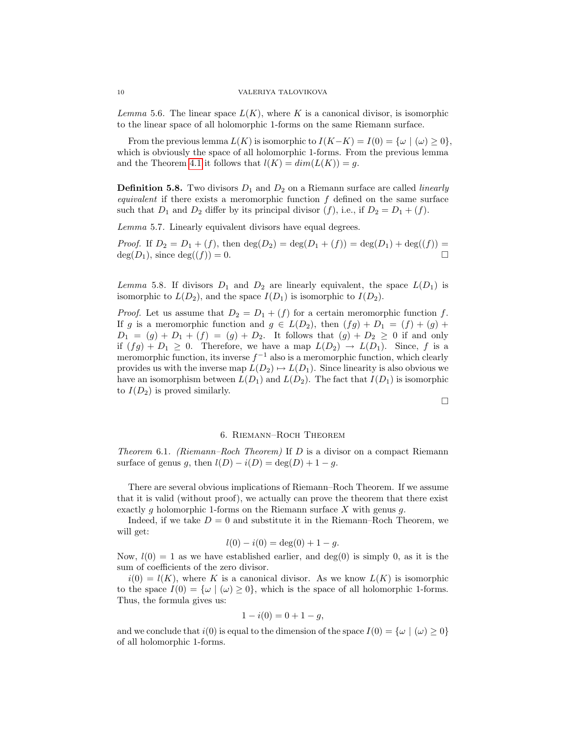*Lemma* 5.6. The linear space $L(K)$, where $K$ is a canonical divisor, is isomorphic to the linear space of all holomorphic 1-forms on the same Riemann surface.

From the previous lemma $L(K)$ is isomorphic to $I(K-K) = I(0) = \{\omega \mid (\omega) \geq 0\}$, which is obviously the space of all holomorphic 1-forms. From the previous lemma and the Theorem 4.1 it follows that $l(K) = dim(L(K)) = g$.

**Definition 5.8.** Two divisors $D_1$ and $D_2$ on a Riemann surface are called *linearly equivalent* if there exists a meromorphic function $f$ defined on the same surface such that $D_1$ and $D_2$ differ by its principal divisor $(f)$, i.e., if $D_2 = D_1 + (f)$.

*Lemma* 5.7. Linearly equivalent divisors have equal degrees.

*Proof.* If $D_2 = D_1 + (f)$, then $\deg(D_2) = \deg(D_1 + (f)) = \deg(D_1) + \deg((f)) = \deg(D_1)$, since $\deg((f)) = 0$. □

*Lemma* 5.8. If divisors $D_1$ and $D_2$ are linearly equivalent, the space $L(D_1)$ is isomorphic to $L(D_2)$, and the space $I(D_1)$ is isomorphic to $I(D_2)$.

*Proof.* Let us assume that $D_2 = D_1 + (f)$ for a certain meromorphic function $f$. If $g$ is a meromorphic function and $g \in L(D_2)$, then $(fg) + D_1 = (f) + (g) + D_1 = (g) + D_1 + (f) = (g) + D_2$. It follows that $(g) + D_2 \geq 0$ if and only if $(fg) + D_1 \geq 0$. Therefore, we have a map $L(D_2) \to L(D_1)$. Since, $f$ is a meromorphic function, its inverse $f^{-1}$ also is a meromorphic function, which clearly provides us with the inverse map $L(D_2) \mapsto L(D_1)$. Since linearity is also obvious we have an isomorphism between $L(D_1)$ and $L(D_2)$. The fact that $I(D_1)$ is isomorphic to $I(D_2)$ is proved similarly.

□

## 6. Riemann–Roch Theorem

*Theorem* 6.1. *(Riemann–Roch Theorem)* If $D$ is a divisor on a compact Riemann surface of genus $g$, then $l(D) - i(D) = \deg(D) + 1 - g$.

There are several obvious implications of Riemann–Roch Theorem. If we assume that it is valid (without proof), we actually can prove the theorem that there exist exactly $g$ holomorphic 1-forms on the Riemann surface $X$ with genus $g$.

Indeed, if we take $D = 0$ and substitute it in the Riemann–Roch Theorem, we will get:

$$l(0) - i(0) = \deg(0) + 1 - g.$$

Now, $l(0) = 1$ as we have established earlier, and $\deg(0)$ is simply 0, as it is the sum of coefficients of the zero divisor.

$i(0) = l(K)$, where $K$ is a canonical divisor. As we know $L(K)$ is isomorphic to the space $I(0) = \{\omega \mid (\omega) \geq 0\}$, which is the space of all holomorphic 1-forms. Thus, the formula gives us:

$$1 - i(0) = 0 + 1 - g,$$

and we conclude that $i(0)$ is equal to the dimension of the space $I(0) = \{\omega \mid (\omega) \geq 0\}$ of all holomorphic 1-forms.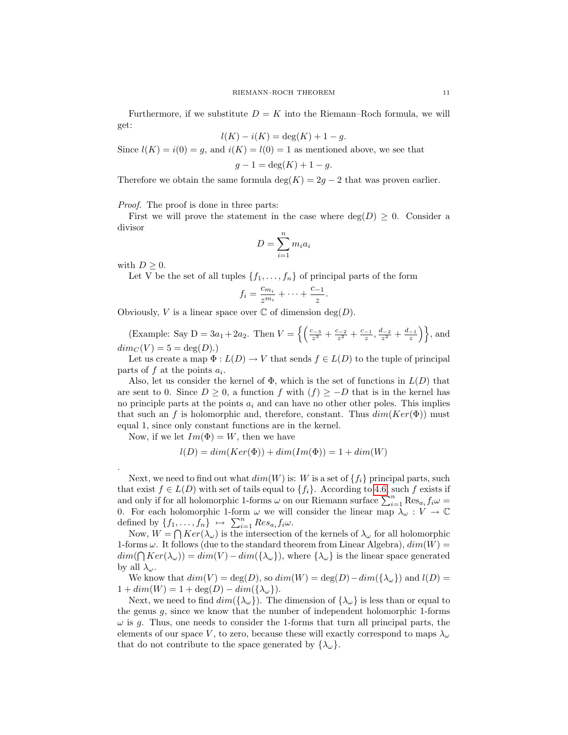Furthermore, if we substitute $D = K$ into the Riemann–Roch formula, we will get:

$$l(K) - i(K) = \deg(K) + 1 - g.$$

Since $l(K) = i(0) = g$, and $i(K) = l(0) = 1$ as mentioned above, we see that

$$g - 1 = \deg(K) + 1 - g.$$

Therefore we obtain the same formula $\deg(K) = 2g - 2$ that was proven earlier.

*Proof.* The proof is done in three parts:

First we will prove the statement in the case where $\deg(D) \geq 0$. Consider a divisor

$$D = \sum_{i=1}^{n} m_i a_i$$

with $D \geq 0$.

Let V be the set of all tuples $\{f_1, \ldots, f_n\}$ of principal parts of the form

$$f_i = \frac{c_{m_i}}{z^{m_i}} + \cdots + \frac{c_{-1}}{z}.$$

Obviously, $V$ is a linear space over $\mathbb{C}$ of dimension $\deg(D)$.

(Example: Say D $= 3a_1 + 2a_2$. Then $V = \left\{ \left( \frac{c_{-3}}{z^3} + \frac{c_{-2}}{z^2} + \frac{c_{-1}}{z}, \frac{d_{-2}}{z^2} + \frac{d_{-1}}{z} \right) \right\}$, and $dim_C(V) = 5 = \deg(D)$.)

Let us create a map $\Phi : L(D) \to V$ that sends $f \in L(D)$ to the tuple of principal parts of $f$ at the points $a_i$.

Also, let us consider the kernel of $\Phi$, which is the set of functions in $L(D)$ that are sent to 0. Since $D \geq 0$, a function $f$ with $(f) \geq -D$ that is in the kernel has no principle parts at the points $a_i$ and can have no other other poles. This implies that such an $f$ is holomorphic and, therefore, constant. Thus $dim(Ker(\Phi))$ must equal 1, since only constant functions are in the kernel.

Now, if we let $Im(\Phi) = W$, then we have

$$l(D) = dim(Ker(\Phi)) + dim(Im(\Phi)) = 1 + dim(W)$$

.

Next, we need to find out what $dim(W)$ is: $W$ is a set of $\{f_i\}$ principal parts, such that exist $f \in L(D)$ with set of tails equal to $\{f_i\}$. According to 4.6, such $f$ exists if and only if for all holomorphic 1-forms $\omega$ on our Riemann surface $\sum_{i=1}^{n} \operatorname{Res}_{a_i} f_i \omega = 0$. For each holomorphic 1-form $\omega$ we will consider the linear map $\lambda_\omega : V \to \mathbb{C}$ defined by $\{f_1, \ldots, f_n\} \mapsto \sum_{i=1}^{n} Res_{a_i} f_i \omega$.

Now, $W = \bigcap Ker(\lambda_\omega)$ is the intersection of the kernels of $\lambda_\omega$ for all holomorphic 1-forms $\omega$. It follows (due to the standard theorem from Linear Algebra), $dim(W) = dim(\bigcap Ker(\lambda_\omega)) = dim(V) - dim(\{\lambda_\omega\})$, where $\{\lambda_\omega\}$ is the linear space generated by all $\lambda_\omega$.

We know that $dim(V) = \deg(D)$, so $dim(W) = \deg(D) - dim(\{\lambda_\omega\})$ and $l(D) = 1 + dim(W) = 1 + \deg(D) - dim(\{\lambda_\omega\})$.

Next, we need to find $dim(\{\lambda_\omega\})$. The dimension of $\{\lambda_\omega\}$ is less than or equal to the genus $g$, since we know that the number of independent holomorphic 1-forms $\omega$ is $g$. Thus, one needs to consider the 1-forms that turn all principal parts, the elements of our space $V$, to zero, because these will exactly correspond to maps $\lambda_\omega$ that do not contribute to the space generated by $\{\lambda_\omega\}$.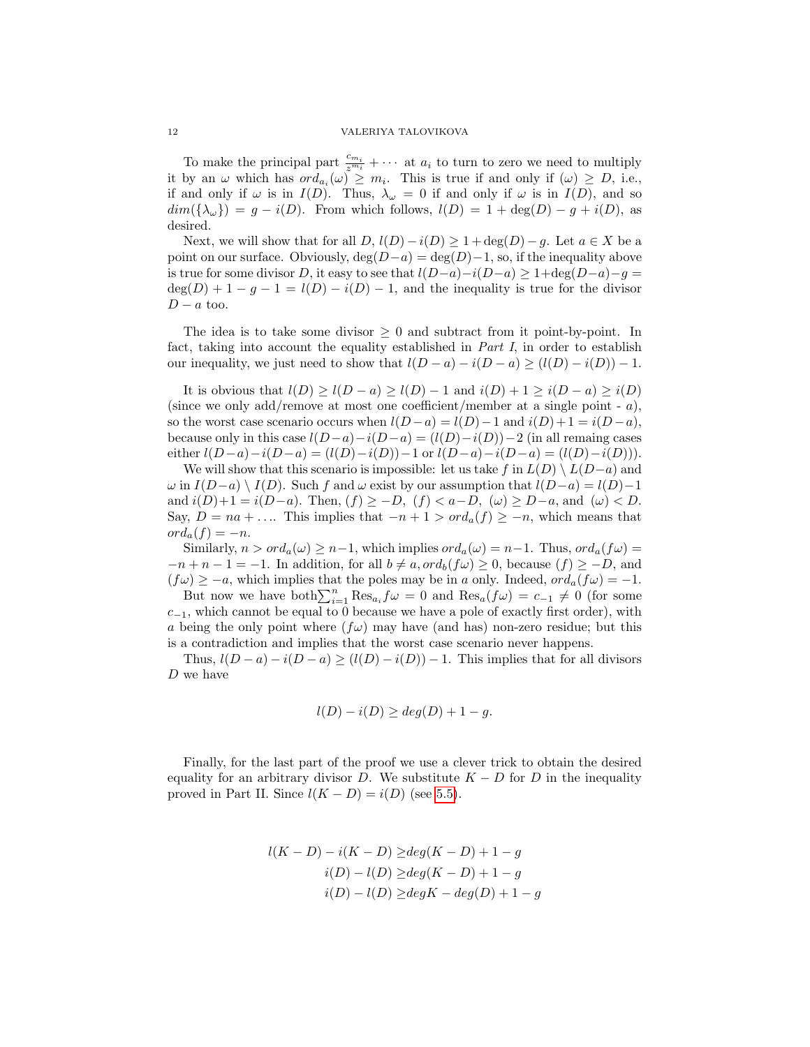To make the principal part $\frac{c_{m_i}}{z^{m_i}} + \cdots$ at $a_i$ to turn to zero we need to multiply it by an $\omega$ which has $ord_{a_i}(\omega) \geq m_i$. This is true if and only if $(\omega) \geq D$, i.e., if and only if $\omega$ is in $I(D)$. Thus, $\lambda_\omega = 0$ if and only if $\omega$ is in $I(D)$, and so $dim(\{\lambda_\omega\}) = g - i(D)$. From which follows, $l(D) = 1 + \deg(D) - g + i(D)$, as desired.

Next, we will show that for all $D$, $l(D) - i(D) \geq 1 + \deg(D) - g$. Let $a \in X$ be a point on our surface. Obviously, $\deg(D-a) = \deg(D) - 1$, so, if the inequality above is true for some divisor $D$, it easy to see that $l(D-a) - i(D-a) \geq 1 + \deg(D-a) - g = \deg(D) + 1 - g - 1 = l(D) - i(D) - 1$, and the inequality is true for the divisor $D - a$ too.

The idea is to take some divisor $\geq 0$ and subtract from it point-by-point. In fact, taking into account the equality established in *Part I*, in order to establish our inequality, we just need to show that $l(D-a) - i(D-a) \geq (l(D) - i(D)) - 1$.

It is obvious that $l(D) \geq l(D-a) \geq l(D) - 1$ and $i(D) + 1 \geq i(D-a) \geq i(D)$ (since we only add/remove at most one coefficient/member at a single point - $a$), so the worst case scenario occurs when $l(D-a) = l(D) - 1$ and $i(D) + 1 = i(D-a)$, because only in this case $l(D-a) - i(D-a) = (l(D) - i(D)) - 2$ (in all remaing cases either $l(D-a) - i(D-a) = (l(D) - i(D)) - 1$ or $l(D-a) - i(D-a) = (l(D) - i(D))$).

We will show that this scenario is impossible: let us take $f$ in $L(D) \setminus L(D-a)$ and $\omega$ in $I(D-a) \setminus I(D)$. Such $f$ and $\omega$ exist by our assumption that $l(D-a) = l(D) - 1$ and $i(D) + 1 = i(D-a)$. Then, $(f) \geq -D$, $(f) < a - D$, $(\omega) \geq D - a$, and $(\omega) < D$. Say, $D = na + \ldots$. This implies that $-n + 1 > ord_a(f) \geq -n$, which means that $ord_a(f) = -n$.

Similarly, $n > ord_a(\omega) \geq n - 1$, which implies $ord_a(\omega) = n - 1$. Thus, $ord_a(f\omega) = -n + n - 1 = -1$. In addition, for all $b \neq a, ord_b(f\omega) \geq 0$, because $(f) \geq -D$, and $(f\omega) \geq -a$, which implies that the poles may be in $a$ only. Indeed, $ord_a(f\omega) = -1$.

But now we have both$\sum_{i=1}^{n} \operatorname{Res}_{a_i} f\omega = 0$ and $\operatorname{Res}_a(f\omega) = c_{-1} \neq 0$ (for some $c_{-1}$, which cannot be equal to 0 because we have a pole of exactly first order), with $a$ being the only point where $(f\omega)$ may have (and has) non-zero residue; but this is a contradiction and implies that the worst case scenario never happens.

Thus, $l(D-a) - i(D-a) \geq (l(D) - i(D)) - 1$. This implies that for all divisors $D$ we have

$$l(D) - i(D) \geq deg(D) + 1 - g.$$

Finally, for the last part of the proof we use a clever trick to obtain the desired equality for an arbitrary divisor $D$. We substitute $K - D$ for $D$ in the inequality proved in Part II. Since $l(K - D) = i(D)$ (see 5.5).

$$\begin{aligned}
l(K-D) - i(K-D) &\geq deg(K-D) + 1 - g \\
i(D) - l(D) &\geq deg(K-D) + 1 - g \\
i(D) - l(D) &\geq degK - deg(D) + 1 - g
\end{aligned}$$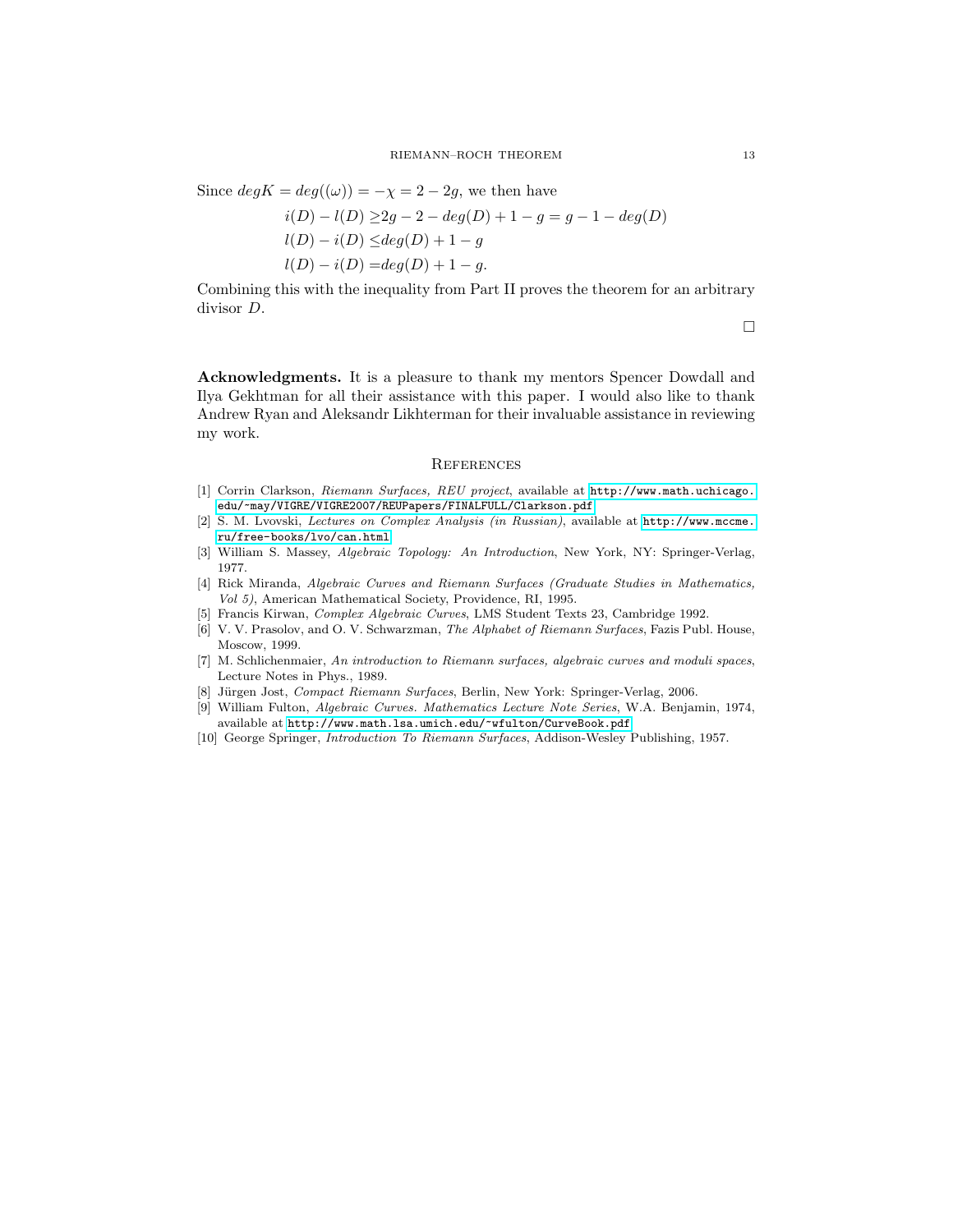Since $degK = deg((\omega)) = -\chi = 2 - 2g$, we then have

$$
\begin{aligned}
i(D) - l(D) &\geq 2g - 2 - deg(D) + 1 - g = g - 1 - deg(D) \\
l(D) - i(D) &\leq deg(D) + 1 - g \\
l(D) - i(D) &= deg(D) + 1 - g.
\end{aligned}
$$

Combining this with the inequality from Part II proves the theorem for an arbitrary divisor $D$.

□

**Acknowledgments.** It is a pleasure to thank my mentors Spencer Dowdall and Ilya Gekhtman for all their assistance with this paper. I would also like to thank Andrew Ryan and Aleksandr Likhterman for their invaluable assistance in reviewing my work.

## References

[1] Corrin Clarkson, *Riemann Surfaces, REU project*, available at http://www.math.uchicago.edu/~may/VIGRE/VIGRE2007/REUPapers/FINALFULL/Clarkson.pdf

[2] S. M. Lvovski, *Lectures on Complex Analysis (in Russian)*, available at http://www.mccme.ru/free-books/lvo/can.html

[3] William S. Massey, *Algebraic Topology: An Introduction*, New York, NY: Springer-Verlag, 1977.

[4] Rick Miranda, *Algebraic Curves and Riemann Surfaces (Graduate Studies in Mathematics, Vol 5)*, American Mathematical Society, Providence, RI, 1995.

[5] Francis Kirwan, *Complex Algebraic Curves*, LMS Student Texts 23, Cambridge 1992.

[6] V. V. Prasolov, and O. V. Schwarzman, *The Alphabet of Riemann Surfaces*, Fazis Publ. House, Moscow, 1999.

[7] M. Schlichenmaier, *An introduction to Riemann surfaces, algebraic curves and moduli spaces*, Lecture Notes in Phys., 1989.

[8] Jürgen Jost, *Compact Riemann Surfaces*, Berlin, New York: Springer-Verlag, 2006.

[9] William Fulton, *Algebraic Curves. Mathematics Lecture Note Series*, W.A. Benjamin, 1974, available at http://www.math.lsa.umich.edu/~wfulton/CurveBook.pdf

[10] George Springer, *Introduction To Riemann Surfaces*, Addison-Wesley Publishing, 1957.